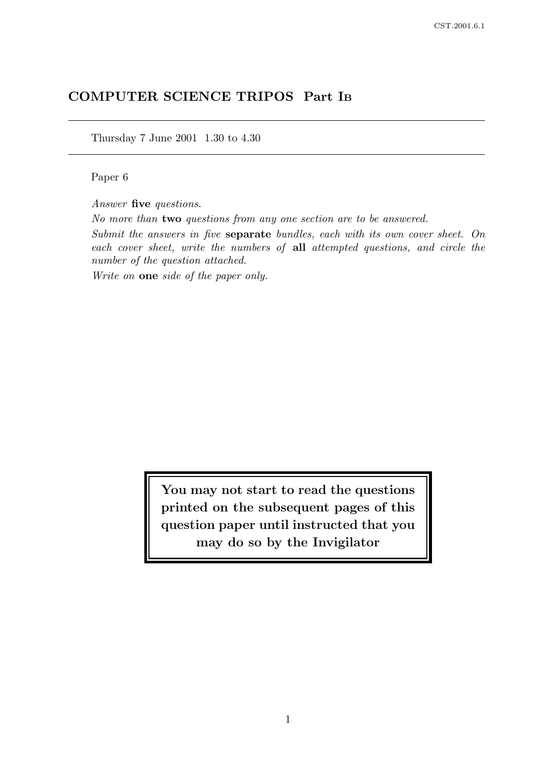# COMPUTER SCIENCE TRIPOS Part IB

Thursday 7 June 2001 1.30 to 4.30

Paper 6

*Answer* **five** *questions.*

*No more than* **two** *questions from any one section are to be answered.*

*Submit the answers in five* **separate** *bundles, each with its own cover sheet. On each cover sheet, write the numbers of* **all** *attempted questions, and circle the number of the question attached.*

*Write on* **one** *side of the paper only.*

**You may not start to read the questions printed on the subsequent pages of this question paper until instructed that you may do so by the Invigilator**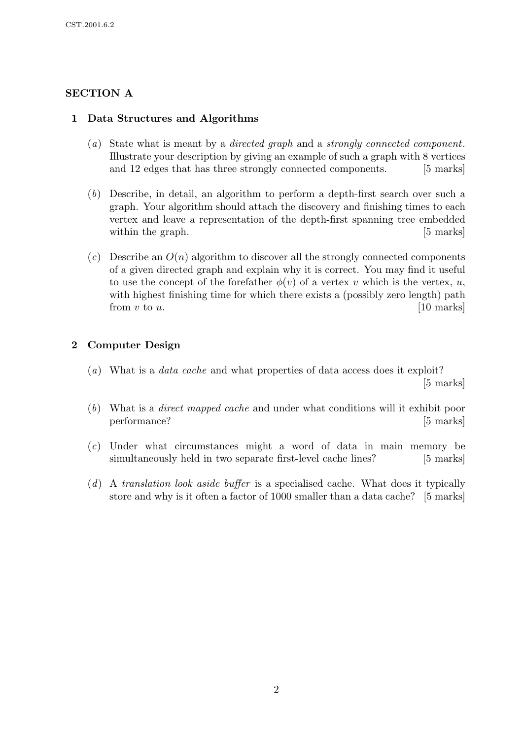## SECTION A

### 1 Data Structures and Algorithms

(*a*) State what is meant by a *directed graph* and a *strongly connected component*. Illustrate your description by giving an example of such a graph with 8 vertices and 12 edges that has three strongly connected components. [5 marks]

(*b*) Describe, in detail, an algorithm to perform a depth-first search over such a graph. Your algorithm should attach the discovery and finishing times to each vertex and leave a representation of the depth-first spanning tree embedded within the graph. [5 marks]

(*c*) Describe an $O(n)$ algorithm to discover all the strongly connected components of a given directed graph and explain why it is correct. You may find it useful to use the concept of the forefather $\phi(v)$ of a vertex $v$ which is the vertex, $u$, with highest finishing time for which there exists a (possibly zero length) path from $v$ to $u$. [10 marks]

### 2 Computer Design

(*a*) What is a *data cache* and what properties of data access does it exploit? [5 marks]

(*b*) What is a *direct mapped cache* and under what conditions will it exhibit poor performance? [5 marks]

(*c*) Under what circumstances might a word of data in main memory be simultaneously held in two separate first-level cache lines? [5 marks]

(*d*) A *translation look aside buffer* is a specialised cache. What does it typically store and why is it often a factor of 1000 smaller than a data cache? [5 marks]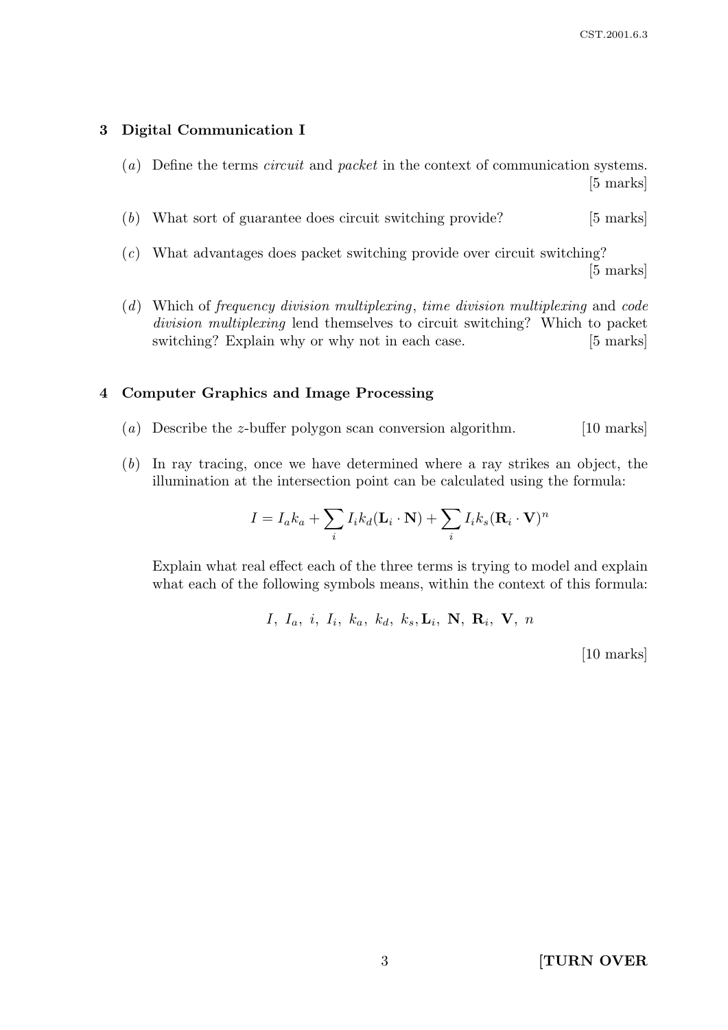## 3 Digital Communication I

(*a*) Define the terms *circuit* and *packet* in the context of communication systems. [5 marks]

(*b*) What sort of guarantee does circuit switching provide? [5 marks]

(*c*) What advantages does packet switching provide over circuit switching? [5 marks]

(*d*) Which of *frequency division multiplexing*, *time division multiplexing* and *code division multiplexing* lend themselves to circuit switching? Which to packet switching? Explain why or why not in each case. [5 marks]

## 4 Computer Graphics and Image Processing

(*a*) Describe the $z$-buffer polygon scan conversion algorithm. [10 marks]

(*b*) In ray tracing, once we have determined where a ray strikes an object, the illumination at the intersection point can be calculated using the formula:

$$I = I_a k_a + \sum_i I_i k_d (\mathbf{L}_i \cdot \mathbf{N}) + \sum_i I_i k_s (\mathbf{R}_i \cdot \mathbf{V})^n$$

Explain what real effect each of the three terms is trying to model and explain what each of the following symbols means, within the context of this formula:

$$I,\ I_a,\ i,\ I_i,\ k_a,\ k_d,\ k_s, \mathbf{L}_i,\ \mathbf{N},\ \mathbf{R}_i,\ \mathbf{V},\ n$$

[10 marks]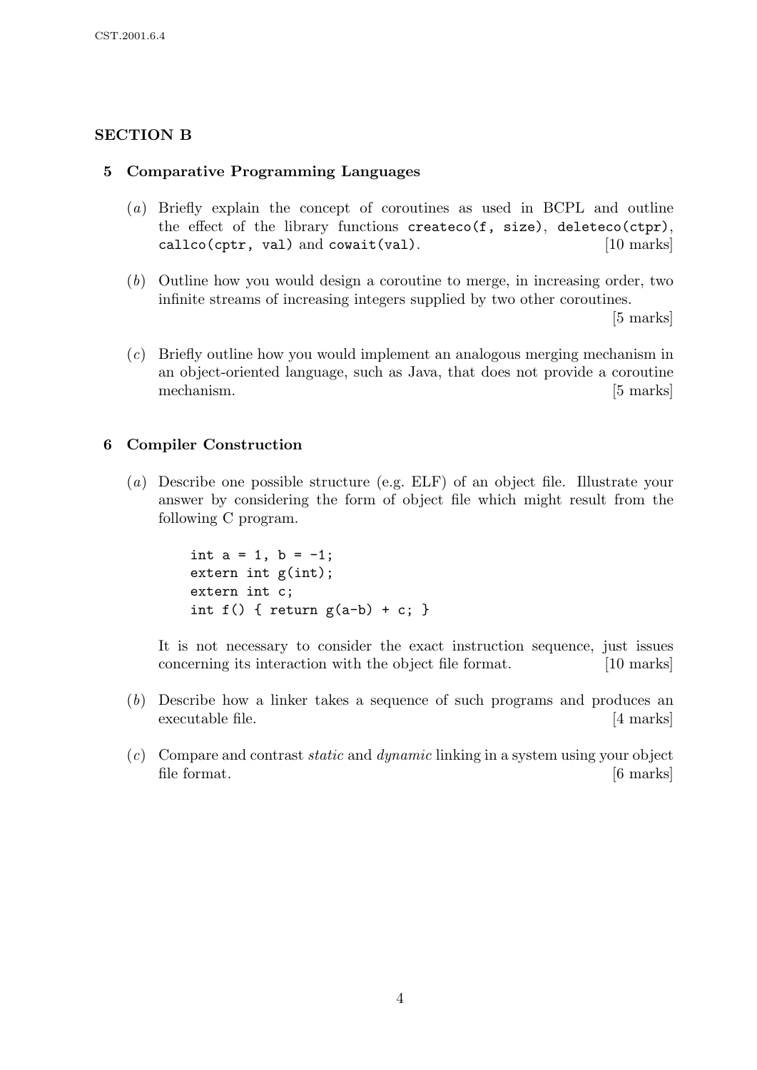## SECTION B

### 5 Comparative Programming Languages

(*a*) Briefly explain the concept of coroutines as used in BCPL and outline the effect of the library functions `createco(f, size)`, `deleteco(ctpr)`, `callco(cptr, val)` and `cowait(val)`. [10 marks]

(*b*) Outline how you would design a coroutine to merge, in increasing order, two infinite streams of increasing integers supplied by two other coroutines. [5 marks]

(*c*) Briefly outline how you would implement an analogous merging mechanism in an object-oriented language, such as Java, that does not provide a coroutine mechanism. [5 marks]

### 6 Compiler Construction

(*a*) Describe one possible structure (e.g. ELF) of an object file. Illustrate your answer by considering the form of object file which might result from the following C program.

```
int a = 1, b = -1;
extern int g(int);
extern int c;
int f() { return g(a-b) + c; }
```

It is not necessary to consider the exact instruction sequence, just issues concerning its interaction with the object file format. [10 marks]

(*b*) Describe how a linker takes a sequence of such programs and produces an executable file. [4 marks]

(*c*) Compare and contrast *static* and *dynamic* linking in a system using your object file format. [6 marks]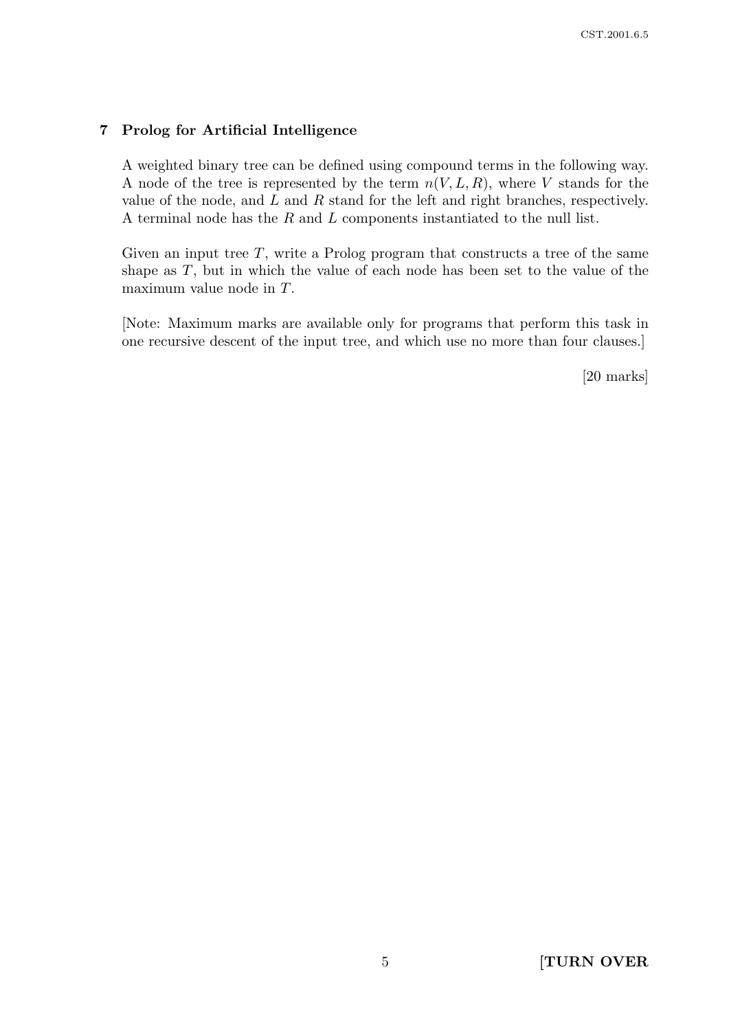## 7 Prolog for Artificial Intelligence

A weighted binary tree can be defined using compound terms in the following way. A node of the tree is represented by the term $n(V, L, R)$, where $V$ stands for the value of the node, and $L$ and $R$ stand for the left and right branches, respectively. A terminal node has the $R$ and $L$ components instantiated to the null list.

Given an input tree $T$, write a Prolog program that constructs a tree of the same shape as $T$, but in which the value of each node has been set to the value of the maximum value node in $T$.

[Note: Maximum marks are available only for programs that perform this task in one recursive descent of the input tree, and which use no more than four clauses.]

[20 marks]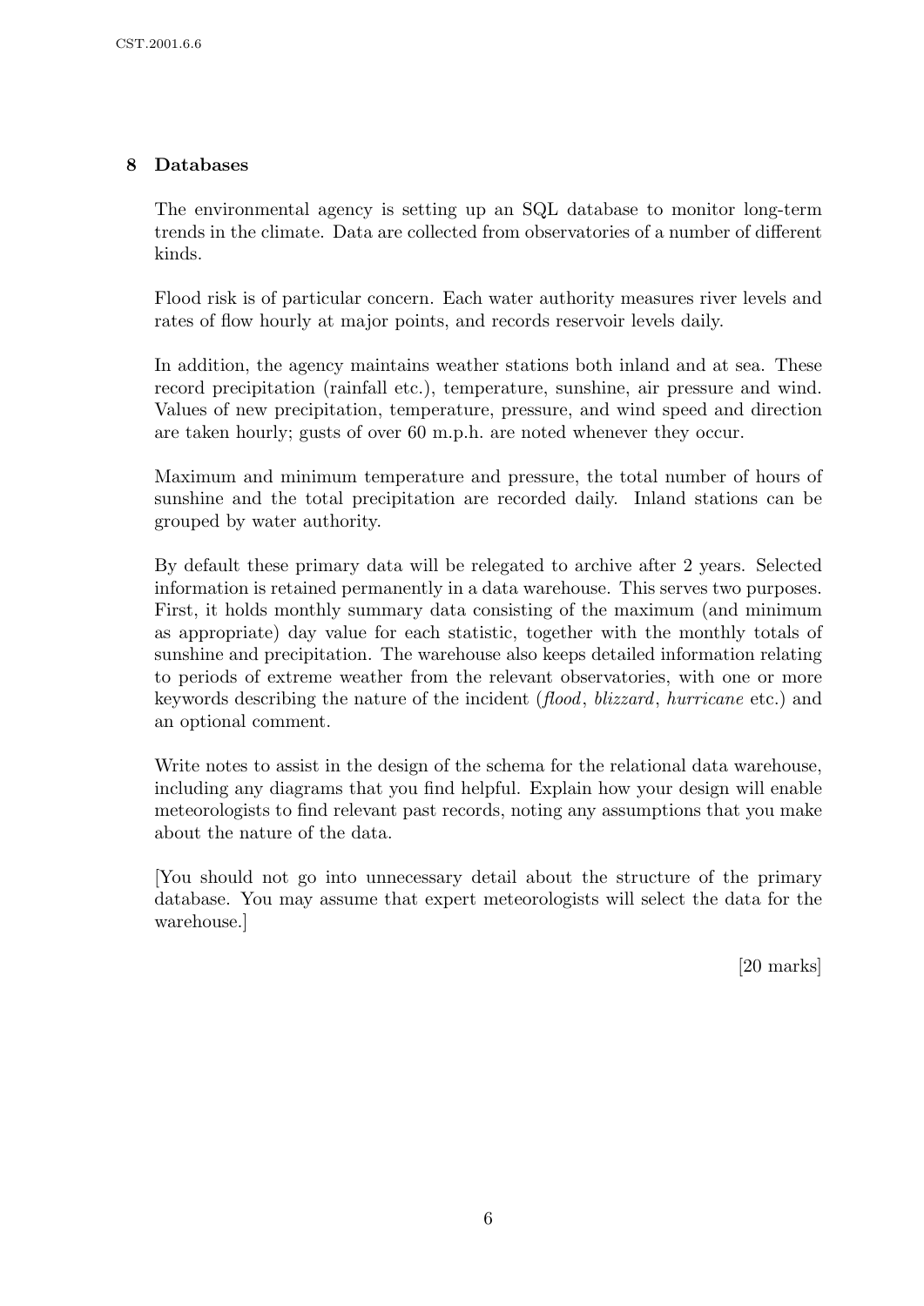## 8 Databases

The environmental agency is setting up an SQL database to monitor long-term trends in the climate. Data are collected from observatories of a number of different kinds.

Flood risk is of particular concern. Each water authority measures river levels and rates of flow hourly at major points, and records reservoir levels daily.

In addition, the agency maintains weather stations both inland and at sea. These record precipitation (rainfall etc.), temperature, sunshine, air pressure and wind. Values of new precipitation, temperature, pressure, and wind speed and direction are taken hourly; gusts of over 60 m.p.h. are noted whenever they occur.

Maximum and minimum temperature and pressure, the total number of hours of sunshine and the total precipitation are recorded daily. Inland stations can be grouped by water authority.

By default these primary data will be relegated to archive after 2 years. Selected information is retained permanently in a data warehouse. This serves two purposes. First, it holds monthly summary data consisting of the maximum (and minimum as appropriate) day value for each statistic, together with the monthly totals of sunshine and precipitation. The warehouse also keeps detailed information relating to periods of extreme weather from the relevant observatories, with one or more keywords describing the nature of the incident (*flood*, *blizzard*, *hurricane* etc.) and an optional comment.

Write notes to assist in the design of the schema for the relational data warehouse, including any diagrams that you find helpful. Explain how your design will enable meteorologists to find relevant past records, noting any assumptions that you make about the nature of the data.

[You should not go into unnecessary detail about the structure of the primary database. You may assume that expert meteorologists will select the data for the warehouse.]

[20 marks]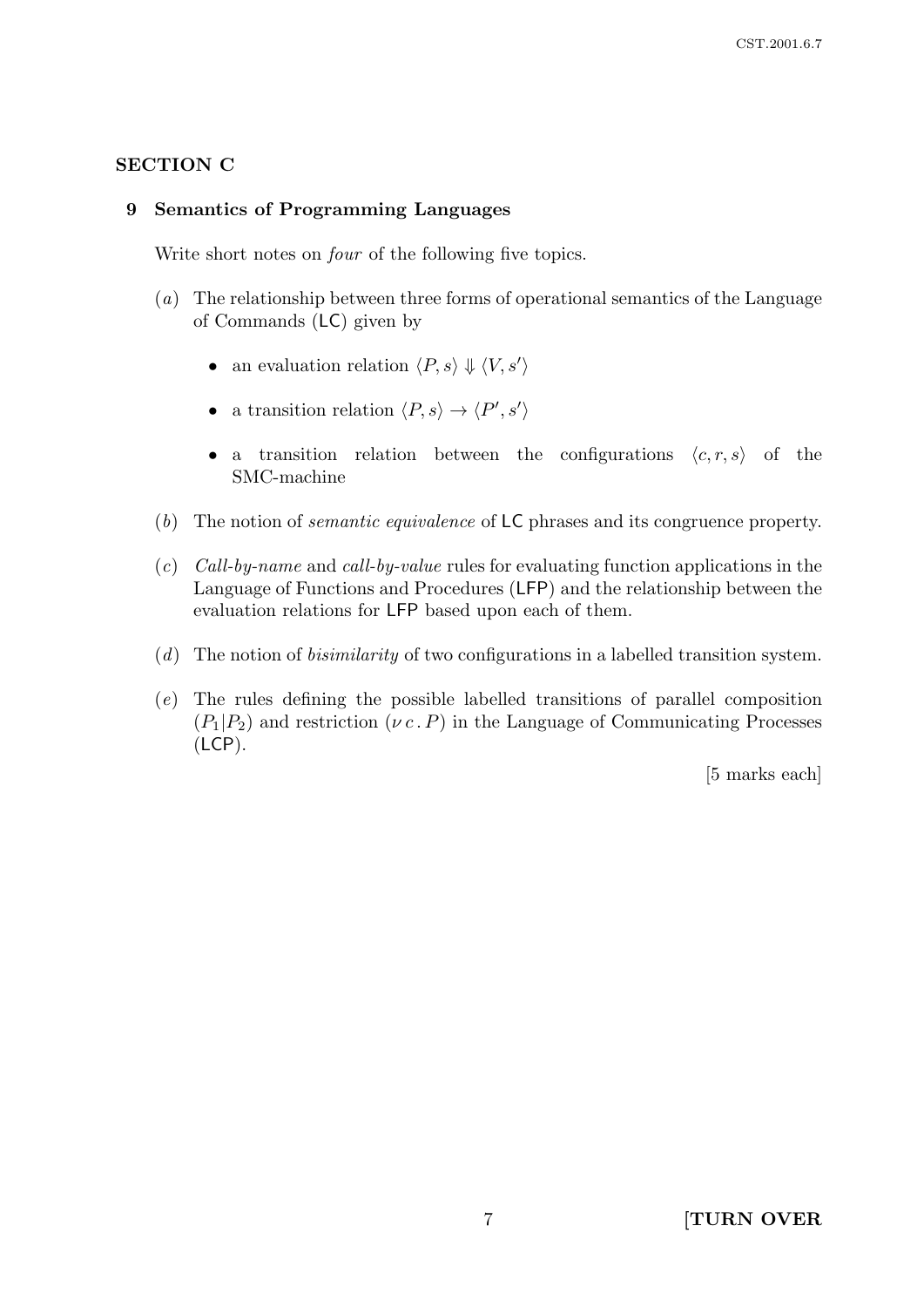## SECTION C

### 9 Semantics of Programming Languages

Write short notes on *four* of the following five topics.

(*a*) The relationship between three forms of operational semantics of the Language of Commands (LC) given by

- an evaluation relation $\langle P, s \rangle \Downarrow \langle V, s' \rangle$
- a transition relation $\langle P, s \rangle \rightarrow \langle P', s' \rangle$
- a transition relation between the configurations $\langle c, r, s \rangle$ of the SMC-machine

(*b*) The notion of *semantic equivalence* of LC phrases and its congruence property.

(*c*) *Call-by-name* and *call-by-value* rules for evaluating function applications in the Language of Functions and Procedures (LFP) and the relationship between the evaluation relations for LFP based upon each of them.

(*d*) The notion of *bisimilarity* of two configurations in a labelled transition system.

(*e*) The rules defining the possible labelled transitions of parallel composition $(P_1|P_2)$ and restriction $(\nu\, c\,.\, P)$ in the Language of Communicating Processes (LCP).

[5 marks each]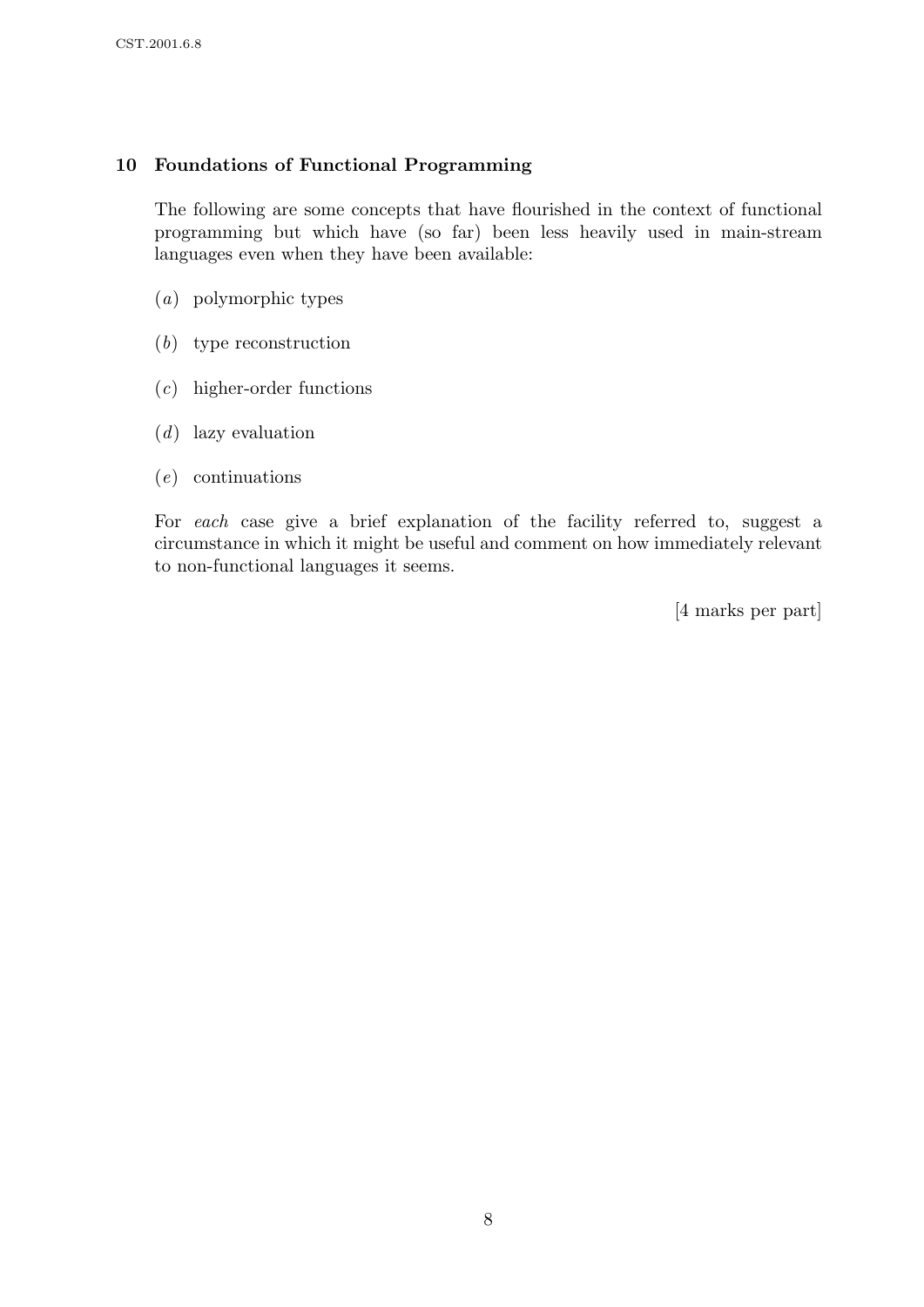## 10 Foundations of Functional Programming

The following are some concepts that have flourished in the context of functional programming but which have (so far) been less heavily used in main-stream languages even when they have been available:

(*a*) polymorphic types

(*b*) type reconstruction

(*c*) higher-order functions

(*d*) lazy evaluation

(*e*) continuations

For *each* case give a brief explanation of the facility referred to, suggest a circumstance in which it might be useful and comment on how immediately relevant to non-functional languages it seems.

[4 marks per part]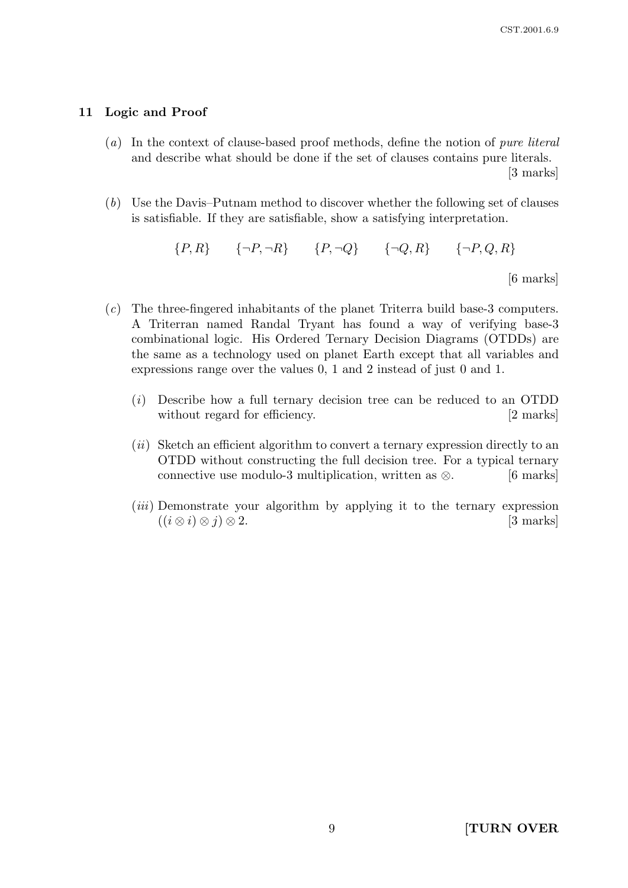## 11 Logic and Proof

(*a*) In the context of clause-based proof methods, define the notion of *pure literal* and describe what should be done if the set of clauses contains pure literals. [3 marks]

(*b*) Use the Davis–Putnam method to discover whether the following set of clauses is satisfiable. If they are satisfiable, show a satisfying interpretation.

$$\{P, R\} \qquad \{\neg P, \neg R\} \qquad \{P, \neg Q\} \qquad \{\neg Q, R\} \qquad \{\neg P, Q, R\}$$

[6 marks]

(*c*) The three-fingered inhabitants of the planet Triterra build base-3 computers. A Triterran named Randal Tryant has found a way of verifying base-3 combinational logic. His Ordered Ternary Decision Diagrams (OTDDs) are the same as a technology used on planet Earth except that all variables and expressions range over the values 0, 1 and 2 instead of just 0 and 1.

(*i*) Describe how a full ternary decision tree can be reduced to an OTDD without regard for efficiency. [2 marks]

(*ii*) Sketch an efficient algorithm to convert a ternary expression directly to an OTDD without constructing the full decision tree. For a typical ternary connective use modulo-3 multiplication, written as $\otimes$. [6 marks]

(*iii*) Demonstrate your algorithm by applying it to the ternary expression $((i \otimes i) \otimes j) \otimes 2$. [3 marks]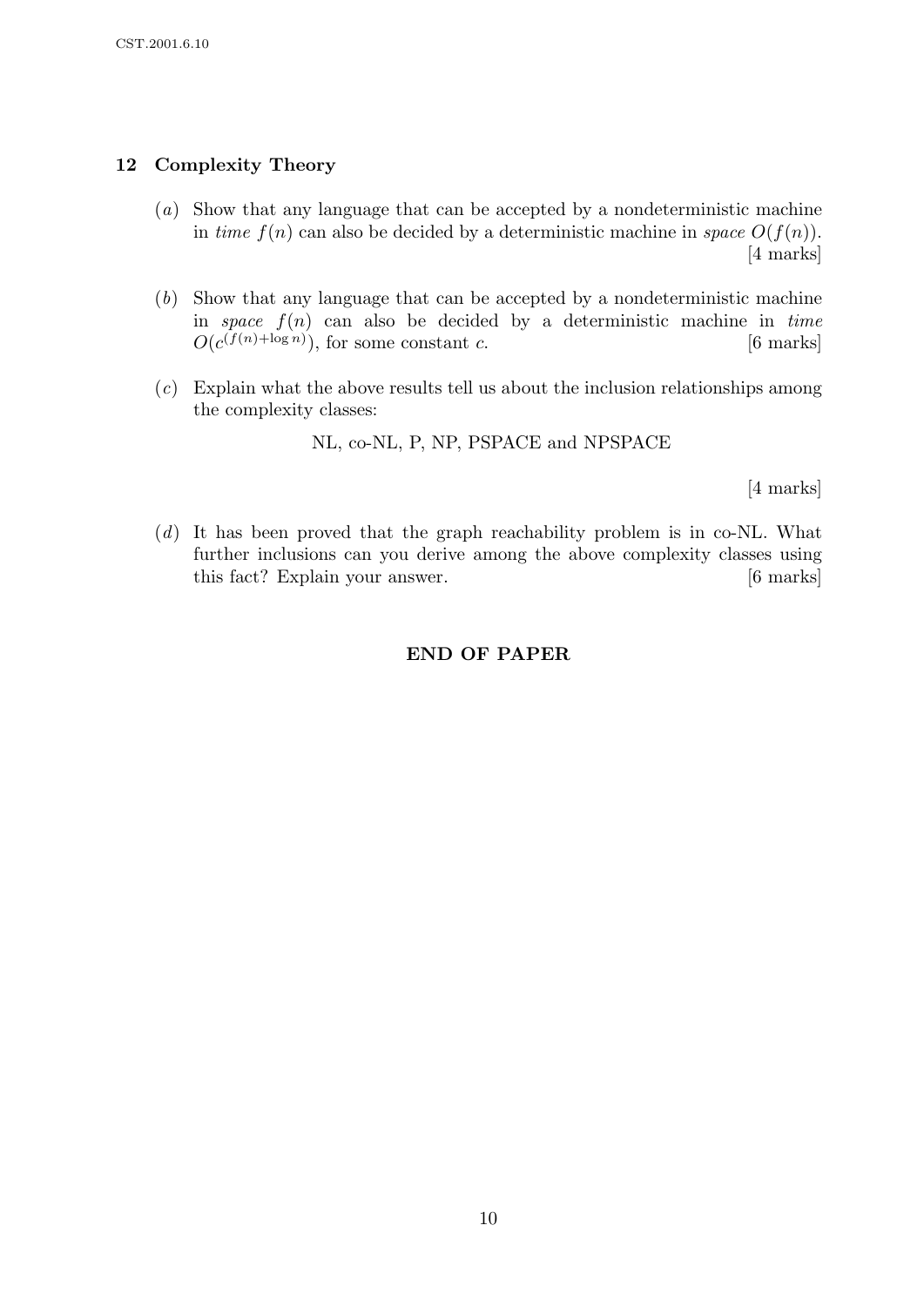## 12 Complexity Theory

(*a*) Show that any language that can be accepted by a nondeterministic machine in *time* $f(n)$ can also be decided by a deterministic machine in *space* $O(f(n))$. [4 marks]

(*b*) Show that any language that can be accepted by a nondeterministic machine in *space* $f(n)$ can also be decided by a deterministic machine in *time* $O(c^{(f(n)+\log n)})$, for some constant $c$. [6 marks]

(*c*) Explain what the above results tell us about the inclusion relationships among the complexity classes:

NL, co-NL, P, NP, PSPACE and NPSPACE

[4 marks]

(*d*) It has been proved that the graph reachability problem is in co-NL. What further inclusions can you derive among the above complexity classes using this fact? Explain your answer. [6 marks]

**END OF PAPER**